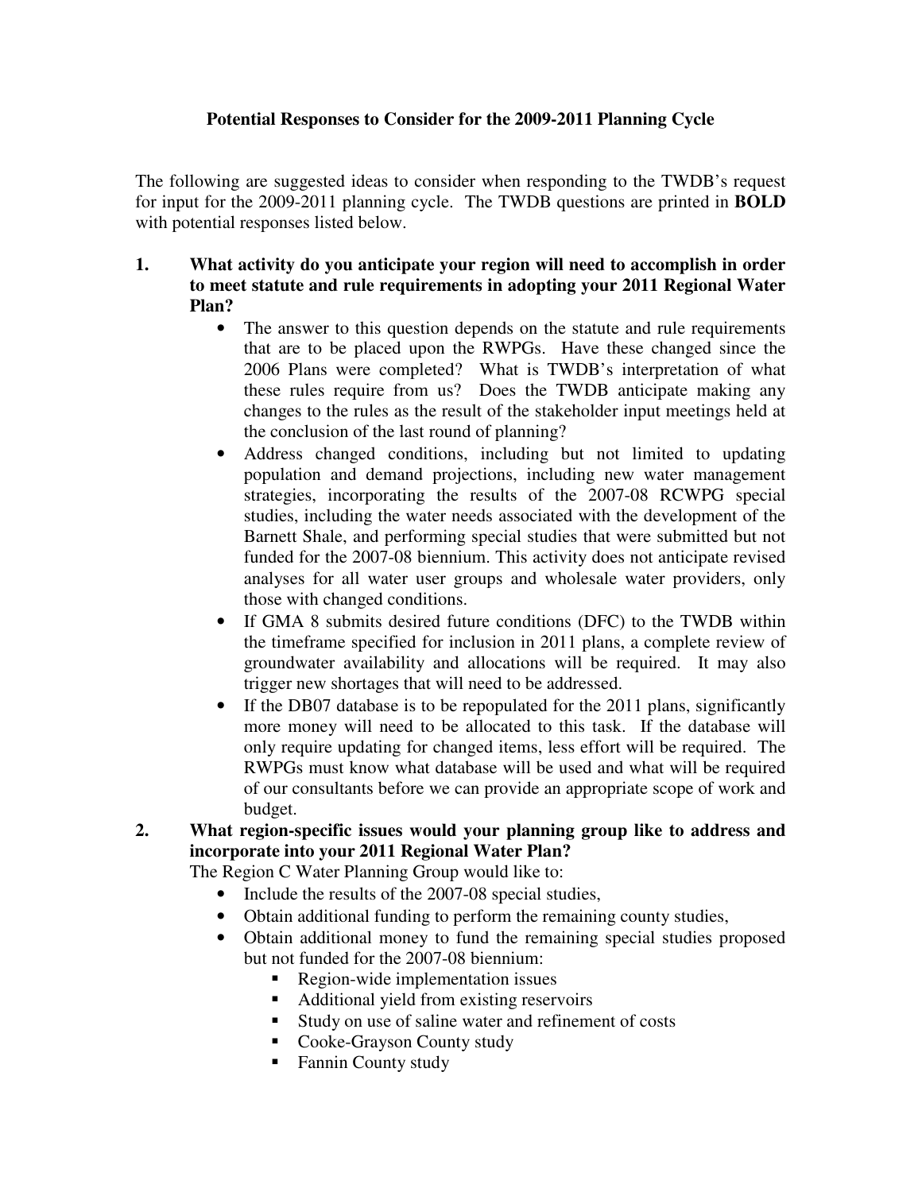**Potential Responses to Consider for the 2009-2011 Planning Cycle**

The following are suggested ideas to consider when responding to the TWDB's request for input for the 2009-2011 planning cycle. The TWDB questions are printed in **BOLD** with potential responses listed below.

1. **What activity do you anticipate your region will need to accomplish in order to meet statute and rule requirements in adopting your 2011 Regional Water Plan?**
   - The answer to this question depends on the statute and rule requirements that are to be placed upon the RWPGs. Have these changed since the 2006 Plans were completed? What is TWDB's interpretation of what these rules require from us? Does the TWDB anticipate making any changes to the rules as the result of the stakeholder input meetings held at the conclusion of the last round of planning?
   - Address changed conditions, including but not limited to updating population and demand projections, including new water management strategies, incorporating the results of the 2007-08 RCWPG special studies, including the water needs associated with the development of the Barnett Shale, and performing special studies that were submitted but not funded for the 2007-08 biennium. This activity does not anticipate revised analyses for all water user groups and wholesale water providers, only those with changed conditions.
   - If GMA 8 submits desired future conditions (DFC) to the TWDB within the timeframe specified for inclusion in 2011 plans, a complete review of groundwater availability and allocations will be required. It may also trigger new shortages that will need to be addressed.
   - If the DB07 database is to be repopulated for the 2011 plans, significantly more money will need to be allocated to this task. If the database will only require updating for changed items, less effort will be required. The RWPGs must know what database will be used and what will be required of our consultants before we can provide an appropriate scope of work and budget.

2. **What region-specific issues would your planning group like to address and incorporate into your 2011 Regional Water Plan?**

   The Region C Water Planning Group would like to:
   - Include the results of the 2007-08 special studies,
   - Obtain additional funding to perform the remaining county studies,
   - Obtain additional money to fund the remaining special studies proposed but not funded for the 2007-08 biennium:
     - Region-wide implementation issues
     - Additional yield from existing reservoirs
     - Study on use of saline water and refinement of costs
     - Cooke-Grayson County study
     - Fannin County study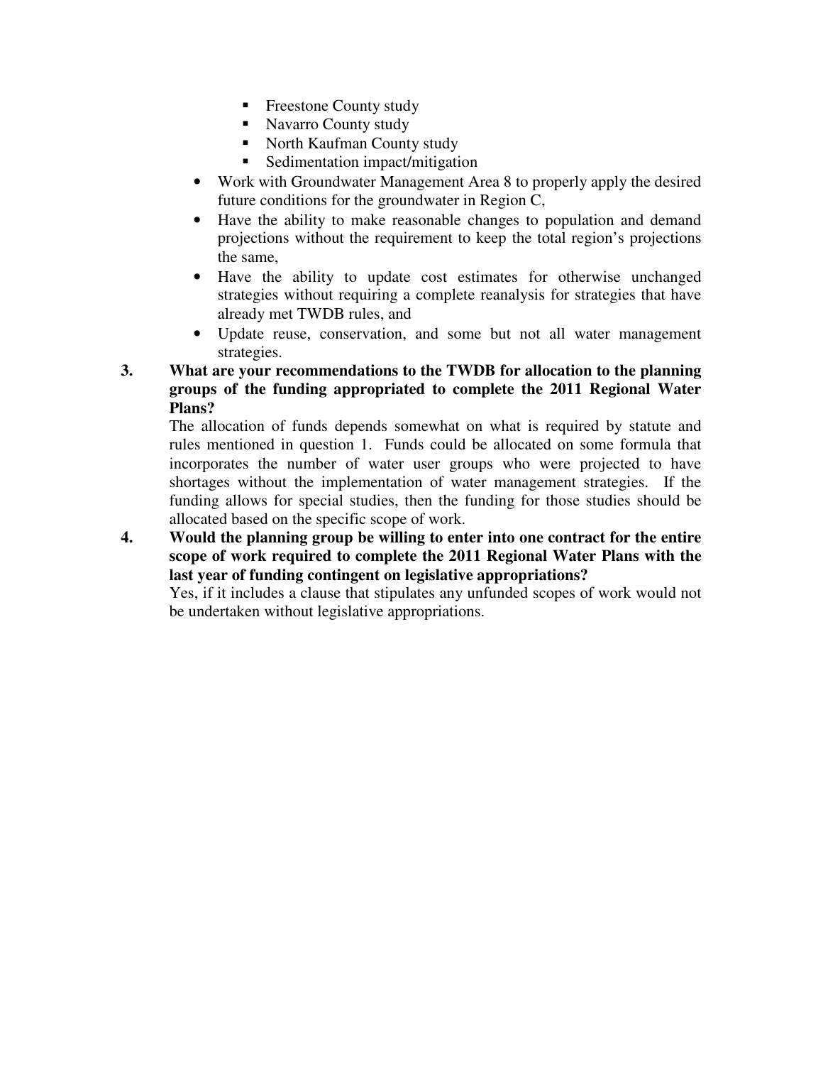- Freestone County study
    - Navarro County study
    - North Kaufman County study
    - Sedimentation impact/mitigation
- Work with Groundwater Management Area 8 to properly apply the desired future conditions for the groundwater in Region C,
- Have the ability to make reasonable changes to population and demand projections without the requirement to keep the total region's projections the same,
- Have the ability to update cost estimates for otherwise unchanged strategies without requiring a complete reanalysis for strategies that have already met TWDB rules, and
- Update reuse, conservation, and some but not all water management strategies.

**3. What are your recommendations to the TWDB for allocation to the planning groups of the funding appropriated to complete the 2011 Regional Water Plans?**

The allocation of funds depends somewhat on what is required by statute and rules mentioned in question 1. Funds could be allocated on some formula that incorporates the number of water user groups who were projected to have shortages without the implementation of water management strategies. If the funding allows for special studies, then the funding for those studies should be allocated based on the specific scope of work.

**4. Would the planning group be willing to enter into one contract for the entire scope of work required to complete the 2011 Regional Water Plans with the last year of funding contingent on legislative appropriations?**

Yes, if it includes a clause that stipulates any unfunded scopes of work would not be undertaken without legislative appropriations.